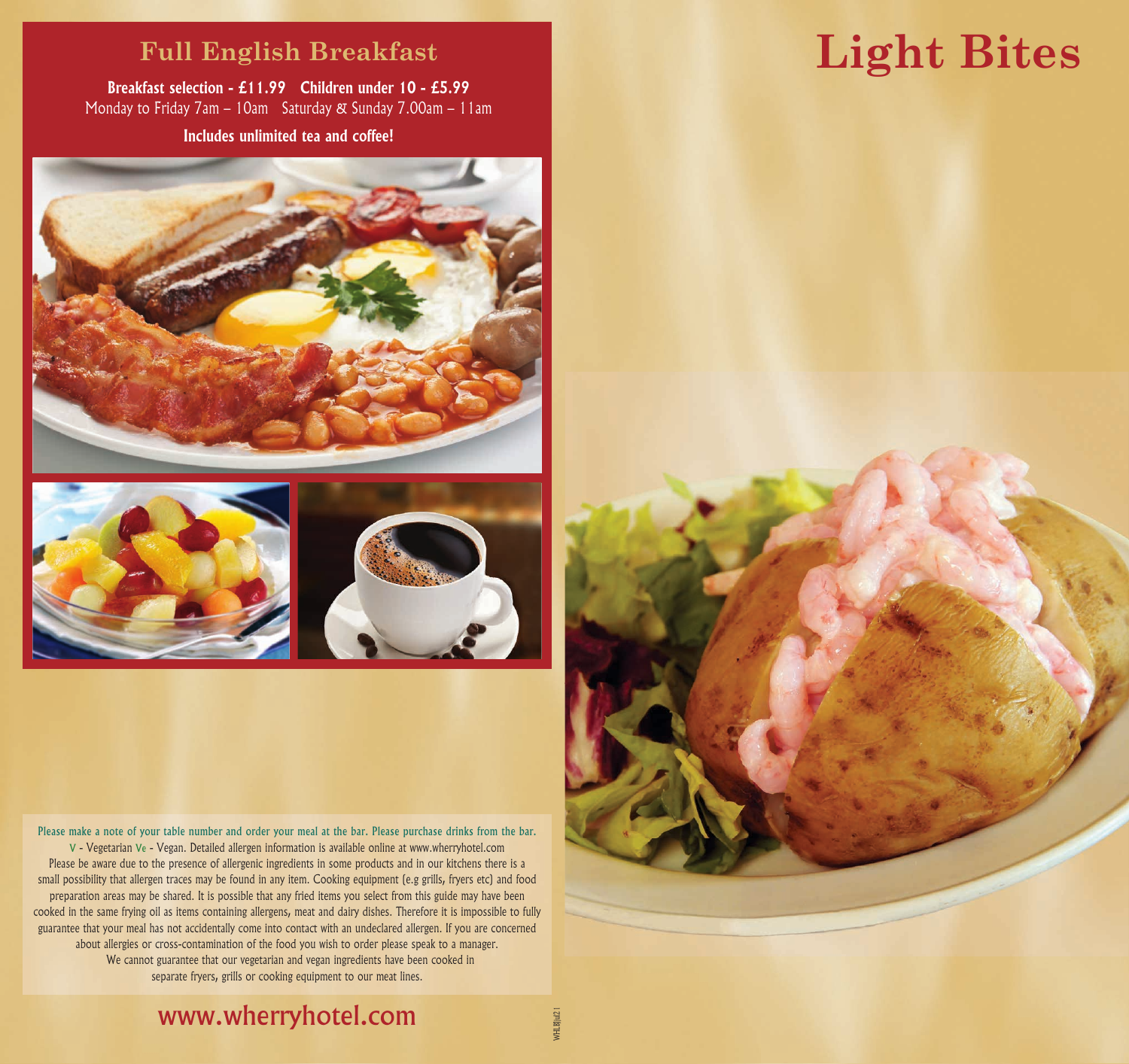## Full English Breakfast

**Breakfast selection - £11.99 Children under 10 - £5.99**

Monday to Friday 7am – 10am Saturday & Sunday 7.00am – 11am

**Includes unlimited tea and coffee!**

Please make a note of your table number and order your meal at the bar. Please purchase drinks from the bar.

V - Vegetarian Ve - Vegan. Detailed allergen information is available online at www.wherryhotel.com

Please be aware due to the presence of allergenic ingredients in some products and in our kitchens there is a small possibility that allergen traces may be found in any item. Cooking equipment (e.g grills, fryers etc) and food preparation areas may be shared. It is possible that any fried items you select from this guide may have been cooked in the same frying oil as items containing allergens, meat and dairy dishes. Therefore it is impossible to fully guarantee that your meal has not accidentally come into contact with an undeclared allergen. If you are concerned about allergies or cross-contamination of the food you wish to order please speak to a manager.

We cannot guarantee that our vegetarian and vegan ingredients have been cooked in separate fryers, grills or cooking equipment to our meat lines.

**www.wherryhotel.com**

WHLBJul21

# Light Bites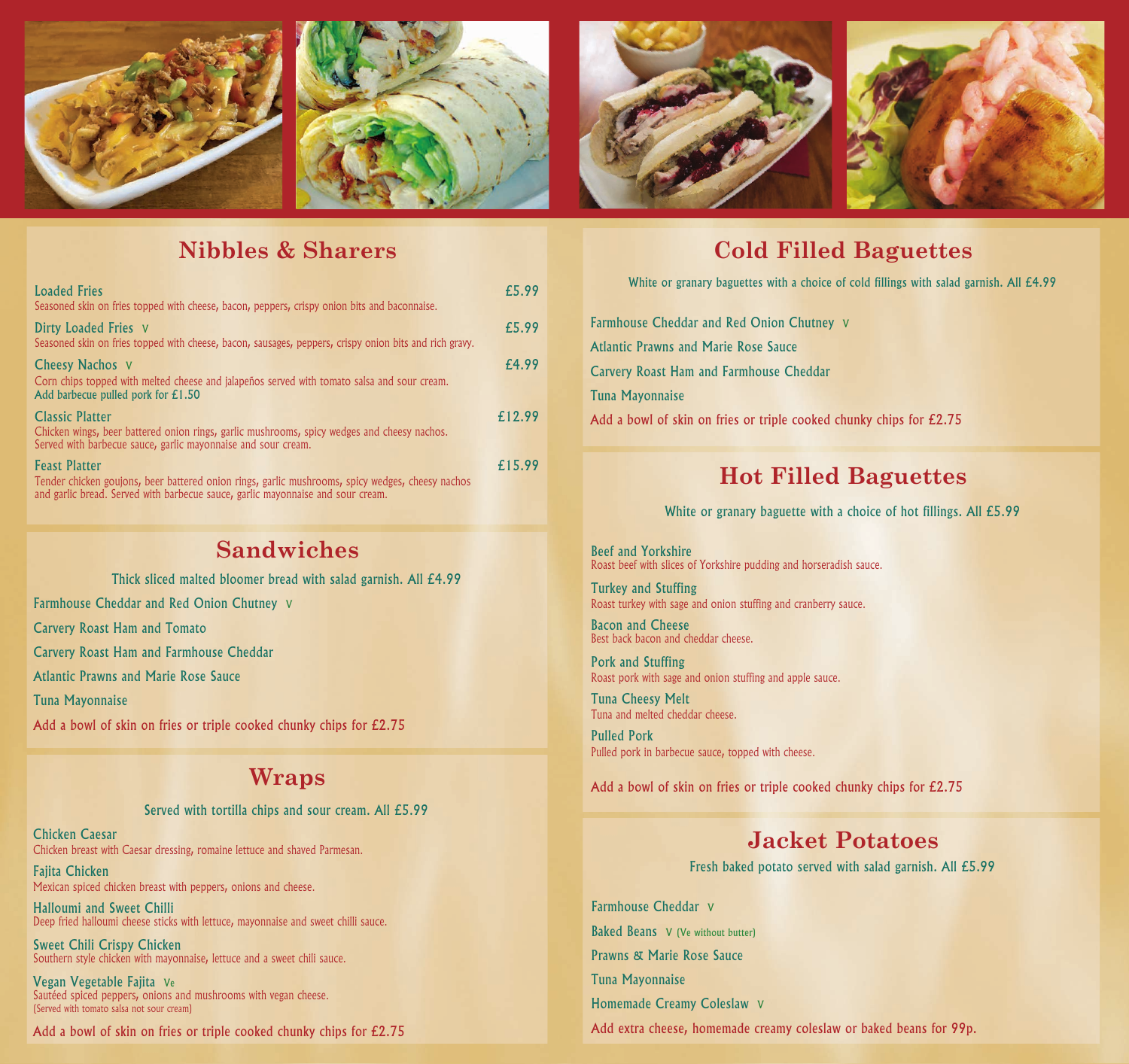## Nibbles & Sharers

**Loaded Fries** £5.99
Seasoned skin on fries topped with cheese, bacon, peppers, crispy onion bits and baconnaise.

**Dirty Loaded Fries** V £5.99
Seasoned skin on fries topped with cheese, bacon, sausages, peppers, crispy onion bits and rich gravy.

**Cheesy Nachos** V £4.99
Corn chips topped with melted cheese and jalapeños served with tomato salsa and sour cream.
Add barbecue pulled pork for £1.50

**Classic Platter** £12.99
Chicken wings, beer battered onion rings, garlic mushrooms, spicy wedges and cheesy nachos.
Served with barbecue sauce, garlic mayonnaise and sour cream.

**Feast Platter** £15.99
Tender chicken goujons, beer battered onion rings, garlic mushrooms, spicy wedges, cheesy nachos and garlic bread. Served with barbecue sauce, garlic mayonnaise and sour cream.

## Sandwiches

Thick sliced malted bloomer bread with salad garnish. All £4.99

- Farmhouse Cheddar and Red Onion Chutney V
- Carvery Roast Ham and Tomato
- Carvery Roast Ham and Farmhouse Cheddar
- Atlantic Prawns and Marie Rose Sauce
- Tuna Mayonnaise

Add a bowl of skin on fries or triple cooked chunky chips for £2.75

## Wraps

Served with tortilla chips and sour cream. All £5.99

**Chicken Caesar**
Chicken breast with Caesar dressing, romaine lettuce and shaved Parmesan.

**Fajita Chicken**
Mexican spiced chicken breast with peppers, onions and cheese.

**Halloumi and Sweet Chilli**
Deep fried halloumi cheese sticks with lettuce, mayonnaise and sweet chilli sauce.

**Sweet Chili Crispy Chicken**
Southern style chicken with mayonnaise, lettuce and a sweet chili sauce.

**Vegan Vegetable Fajita** Ve
Sautéed spiced peppers, onions and mushrooms with vegan cheese.
(Served with tomato salsa not sour cream)

Add a bowl of skin on fries or triple cooked chunky chips for £2.75

## Cold Filled Baguettes

White or granary baguettes with a choice of cold fillings with salad garnish. All £4.99

- Farmhouse Cheddar and Red Onion Chutney V
- Atlantic Prawns and Marie Rose Sauce
- Carvery Roast Ham and Farmhouse Cheddar
- Tuna Mayonnaise

Add a bowl of skin on fries or triple cooked chunky chips for £2.75

## Hot Filled Baguettes

White or granary baguette with a choice of hot fillings. All £5.99

**Beef and Yorkshire**
Roast beef with slices of Yorkshire pudding and horseradish sauce.

**Turkey and Stuffing**
Roast turkey with sage and onion stuffing and cranberry sauce.

**Bacon and Cheese**
Best back bacon and cheddar cheese.

**Pork and Stuffing**
Roast pork with sage and onion stuffing and apple sauce.

**Tuna Cheesy Melt**
Tuna and melted cheddar cheese.

**Pulled Pork**
Pulled pork in barbecue sauce, topped with cheese.

Add a bowl of skin on fries or triple cooked chunky chips for £2.75

## Jacket Potatoes

Fresh baked potato served with salad garnish. All £5.99

- Farmhouse Cheddar V
- Baked Beans V (Ve without butter)
- Prawns & Marie Rose Sauce
- Tuna Mayonnaise
- Homemade Creamy Coleslaw V

Add extra cheese, homemade creamy coleslaw or baked beans for 99p.